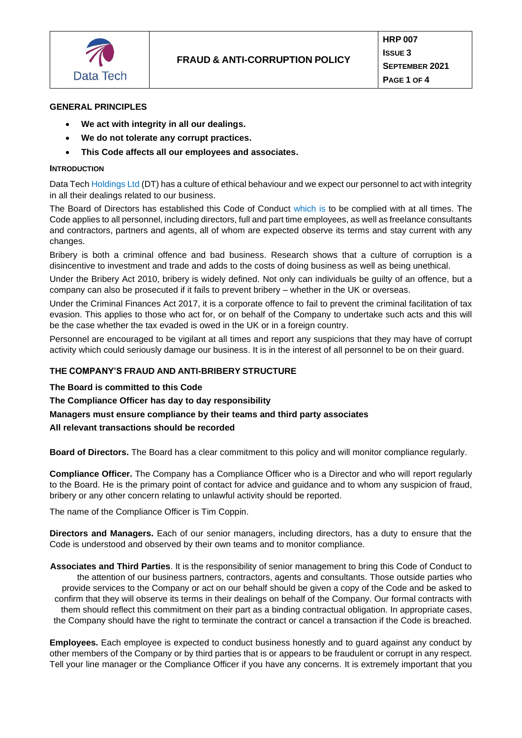# FRAUD & ANTI-CORRUPTION POLICY

HRP 007
ISSUE 3
SEPTEMBER 2021

## GENERAL PRINCIPLES

- **We act with integrity in all our dealings.**
- **We do not tolerate any corrupt practices.**
- **This Code affects all our employees and associates.**

### INTRODUCTION

Data Tech Holdings Ltd (DT) has a culture of ethical behaviour and we expect our personnel to act with integrity in all their dealings related to our business.

The Board of Directors has established this Code of Conduct which is to be complied with at all times. The Code applies to all personnel, including directors, full and part time employees, as well as freelance consultants and contractors, partners and agents, all of whom are expected observe its terms and stay current with any changes.

Bribery is both a criminal offence and bad business. Research shows that a culture of corruption is a disincentive to investment and trade and adds to the costs of doing business as well as being unethical.

Under the Bribery Act 2010, bribery is widely defined. Not only can individuals be guilty of an offence, but a company can also be prosecuted if it fails to prevent bribery – whether in the UK or overseas.

Under the Criminal Finances Act 2017, it is a corporate offence to fail to prevent the criminal facilitation of tax evasion. This applies to those who act for, or on behalf of the Company to undertake such acts and this will be the case whether the tax evaded is owed in the UK or in a foreign country.

Personnel are encouraged to be vigilant at all times and report any suspicions that they may have of corrupt activity which could seriously damage our business. It is in the interest of all personnel to be on their guard.

## THE COMPANY'S FRAUD AND ANTI-BRIBERY STRUCTURE

**The Board is committed to this Code**

**The Compliance Officer has day to day responsibility**

**Managers must ensure compliance by their teams and third party associates**

**All relevant transactions should be recorded**

**Board of Directors.** The Board has a clear commitment to this policy and will monitor compliance regularly.

**Compliance Officer.** The Company has a Compliance Officer who is a Director and who will report regularly to the Board. He is the primary point of contact for advice and guidance and to whom any suspicion of fraud, bribery or any other concern relating to unlawful activity should be reported.

The name of the Compliance Officer is Tim Coppin.

**Directors and Managers.** Each of our senior managers, including directors, has a duty to ensure that the Code is understood and observed by their own teams and to monitor compliance.

**Associates and Third Parties**. It is the responsibility of senior management to bring this Code of Conduct to the attention of our business partners, contractors, agents and consultants. Those outside parties who provide services to the Company or act on our behalf should be given a copy of the Code and be asked to confirm that they will observe its terms in their dealings on behalf of the Company. Our formal contracts with them should reflect this commitment on their part as a binding contractual obligation. In appropriate cases, the Company should have the right to terminate the contract or cancel a transaction if the Code is breached.

**Employees.** Each employee is expected to conduct business honestly and to guard against any conduct by other members of the Company or by third parties that is or appears to be fraudulent or corrupt in any respect. Tell your line manager or the Compliance Officer if you have any concerns. It is extremely important that you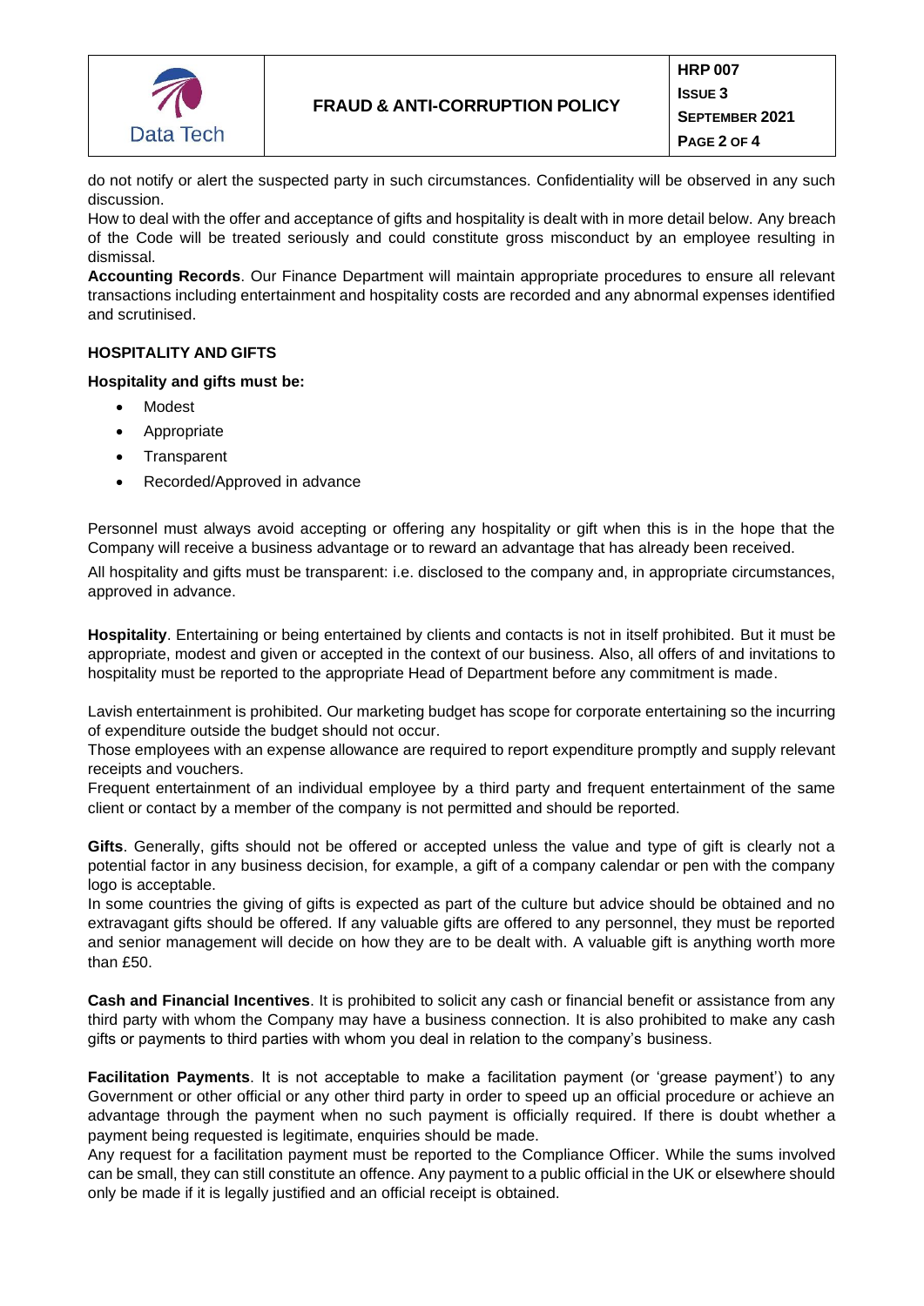do not notify or alert the suspected party in such circumstances. Confidentiality will be observed in any such discussion.
How to deal with the offer and acceptance of gifts and hospitality is dealt with in more detail below. Any breach of the Code will be treated seriously and could constitute gross misconduct by an employee resulting in dismissal.
**Accounting Records**. Our Finance Department will maintain appropriate procedures to ensure all relevant transactions including entertainment and hospitality costs are recorded and any abnormal expenses identified and scrutinised.

## HOSPITALITY AND GIFTS

**Hospitality and gifts must be:**

- Modest
- Appropriate
- Transparent
- Recorded/Approved in advance

Personnel must always avoid accepting or offering any hospitality or gift when this is in the hope that the Company will receive a business advantage or to reward an advantage that has already been received.

All hospitality and gifts must be transparent: i.e. disclosed to the company and, in appropriate circumstances, approved in advance.

**Hospitality**. Entertaining or being entertained by clients and contacts is not in itself prohibited. But it must be appropriate, modest and given or accepted in the context of our business. Also, all offers of and invitations to hospitality must be reported to the appropriate Head of Department before any commitment is made.

Lavish entertainment is prohibited. Our marketing budget has scope for corporate entertaining so the incurring of expenditure outside the budget should not occur.
Those employees with an expense allowance are required to report expenditure promptly and supply relevant receipts and vouchers.
Frequent entertainment of an individual employee by a third party and frequent entertainment of the same client or contact by a member of the company is not permitted and should be reported.

**Gifts**. Generally, gifts should not be offered or accepted unless the value and type of gift is clearly not a potential factor in any business decision, for example, a gift of a company calendar or pen with the company logo is acceptable.
In some countries the giving of gifts is expected as part of the culture but advice should be obtained and no extravagant gifts should be offered. If any valuable gifts are offered to any personnel, they must be reported and senior management will decide on how they are to be dealt with. A valuable gift is anything worth more than £50.

**Cash and Financial Incentives**. It is prohibited to solicit any cash or financial benefit or assistance from any third party with whom the Company may have a business connection. It is also prohibited to make any cash gifts or payments to third parties with whom you deal in relation to the company's business.

**Facilitation Payments**. It is not acceptable to make a facilitation payment (or 'grease payment') to any Government or other official or any other third party in order to speed up an official procedure or achieve an advantage through the payment when no such payment is officially required. If there is doubt whether a payment being requested is legitimate, enquiries should be made.
Any request for a facilitation payment must be reported to the Compliance Officer. While the sums involved can be small, they can still constitute an offence. Any payment to a public official in the UK or elsewhere should only be made if it is legally justified and an official receipt is obtained.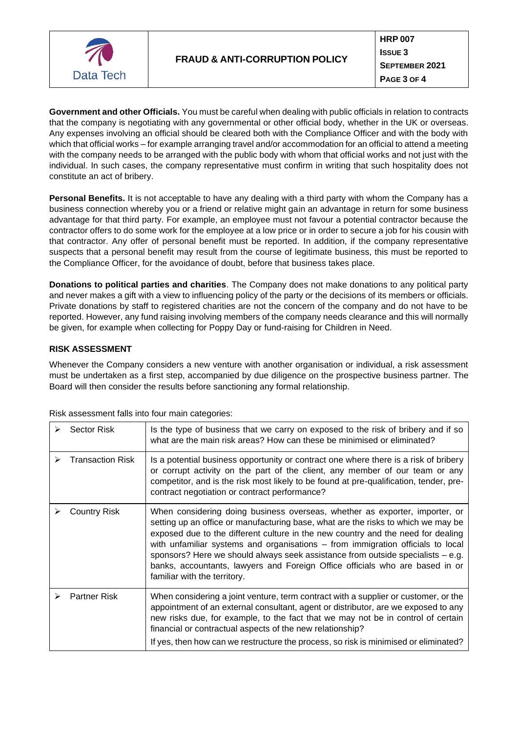**Government and other Officials.** You must be careful when dealing with public officials in relation to contracts that the company is negotiating with any governmental or other official body, whether in the UK or overseas. Any expenses involving an official should be cleared both with the Compliance Officer and with the body with which that official works – for example arranging travel and/or accommodation for an official to attend a meeting with the company needs to be arranged with the public body with whom that official works and not just with the individual. In such cases, the company representative must confirm in writing that such hospitality does not constitute an act of bribery.

**Personal Benefits.** It is not acceptable to have any dealing with a third party with whom the Company has a business connection whereby you or a friend or relative might gain an advantage in return for some business advantage for that third party. For example, an employee must not favour a potential contractor because the contractor offers to do some work for the employee at a low price or in order to secure a job for his cousin with that contractor. Any offer of personal benefit must be reported. In addition, if the company representative suspects that a personal benefit may result from the course of legitimate business, this must be reported to the Compliance Officer, for the avoidance of doubt, before that business takes place.

**Donations to political parties and charities**. The Company does not make donations to any political party and never makes a gift with a view to influencing policy of the party or the decisions of its members or officials. Private donations by staff to registered charities are not the concern of the company and do not have to be reported. However, any fund raising involving members of the company needs clearance and this will normally be given, for example when collecting for Poppy Day or fund-raising for Children in Need.

## RISK ASSESSMENT

Whenever the Company considers a new venture with another organisation or individual, a risk assessment must be undertaken as a first step, accompanied by due diligence on the prospective business partner. The Board will then consider the results before sanctioning any formal relationship.

Risk assessment falls into four main categories:

| Category | Description |
|---|---|
| ➢ Sector Risk | Is the type of business that we carry on exposed to the risk of bribery and if so what are the main risk areas? How can these be minimised or eliminated? |
| ➢ Transaction Risk | Is a potential business opportunity or contract one where there is a risk of bribery or corrupt activity on the part of the client, any member of our team or any competitor, and is the risk most likely to be found at pre-qualification, tender, pre-contract negotiation or contract performance? |
| ➢ Country Risk | When considering doing business overseas, whether as exporter, importer, or setting up an office or manufacturing base, what are the risks to which we may be exposed due to the different culture in the new country and the need for dealing with unfamiliar systems and organisations – from immigration officials to local sponsors? Here we should always seek assistance from outside specialists – e.g. banks, accountants, lawyers and Foreign Office officials who are based in or familiar with the territory. |
| ➢ Partner Risk | When considering a joint venture, term contract with a supplier or customer, or the appointment of an external consultant, agent or distributor, are we exposed to any new risks due, for example, to the fact that we may not be in control of certain financial or contractual aspects of the new relationship?<br>If yes, then how can we restructure the process, so risk is minimised or eliminated? |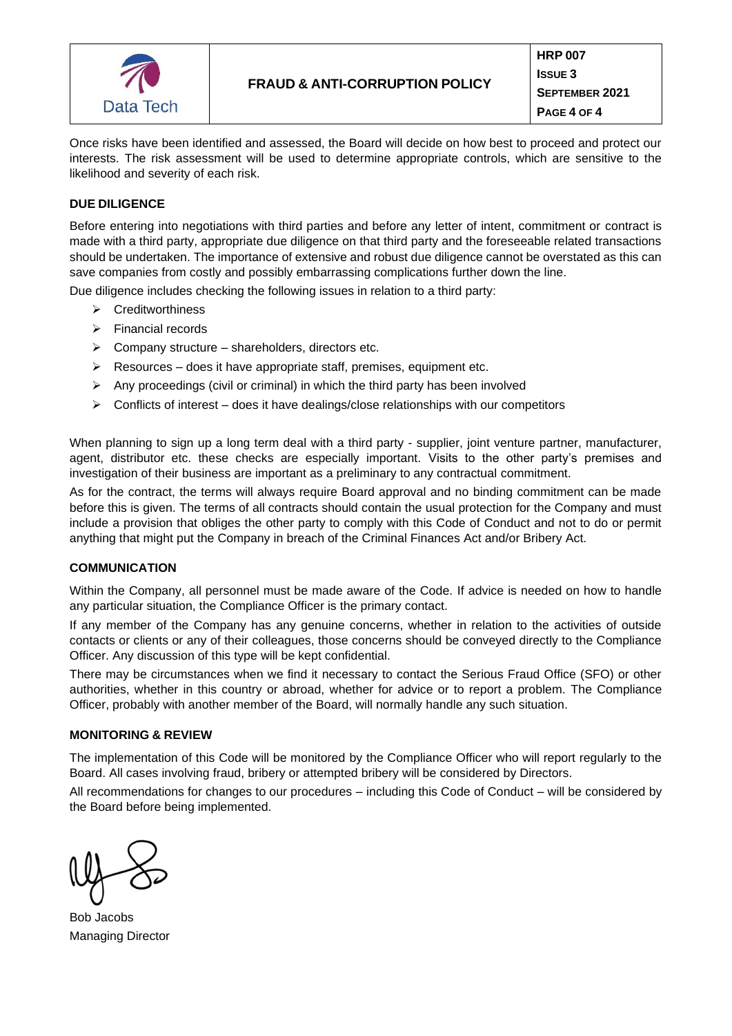Once risks have been identified and assessed, the Board will decide on how best to proceed and protect our interests. The risk assessment will be used to determine appropriate controls, which are sensitive to the likelihood and severity of each risk.

## DUE DILIGENCE

Before entering into negotiations with third parties and before any letter of intent, commitment or contract is made with a third party, appropriate due diligence on that third party and the foreseeable related transactions should be undertaken. The importance of extensive and robust due diligence cannot be overstated as this can save companies from costly and possibly embarrassing complications further down the line.

Due diligence includes checking the following issues in relation to a third party:

- Creditworthiness
- Financial records
- Company structure – shareholders, directors etc.
- Resources – does it have appropriate staff, premises, equipment etc.
- Any proceedings (civil or criminal) in which the third party has been involved
- Conflicts of interest – does it have dealings/close relationships with our competitors

When planning to sign up a long term deal with a third party - supplier, joint venture partner, manufacturer, agent, distributor etc. these checks are especially important. Visits to the other party's premises and investigation of their business are important as a preliminary to any contractual commitment.

As for the contract, the terms will always require Board approval and no binding commitment can be made before this is given. The terms of all contracts should contain the usual protection for the Company and must include a provision that obliges the other party to comply with this Code of Conduct and not to do or permit anything that might put the Company in breach of the Criminal Finances Act and/or Bribery Act.

## COMMUNICATION

Within the Company, all personnel must be made aware of the Code. If advice is needed on how to handle any particular situation, the Compliance Officer is the primary contact.

If any member of the Company has any genuine concerns, whether in relation to the activities of outside contacts or clients or any of their colleagues, those concerns should be conveyed directly to the Compliance Officer. Any discussion of this type will be kept confidential.

There may be circumstances when we find it necessary to contact the Serious Fraud Office (SFO) or other authorities, whether in this country or abroad, whether for advice or to report a problem. The Compliance Officer, probably with another member of the Board, will normally handle any such situation.

## MONITORING & REVIEW

The implementation of this Code will be monitored by the Compliance Officer who will report regularly to the Board. All cases involving fraud, bribery or attempted bribery will be considered by Directors.

All recommendations for changes to our procedures – including this Code of Conduct – will be considered by the Board before being implemented.

Bob Jacobs
Managing Director